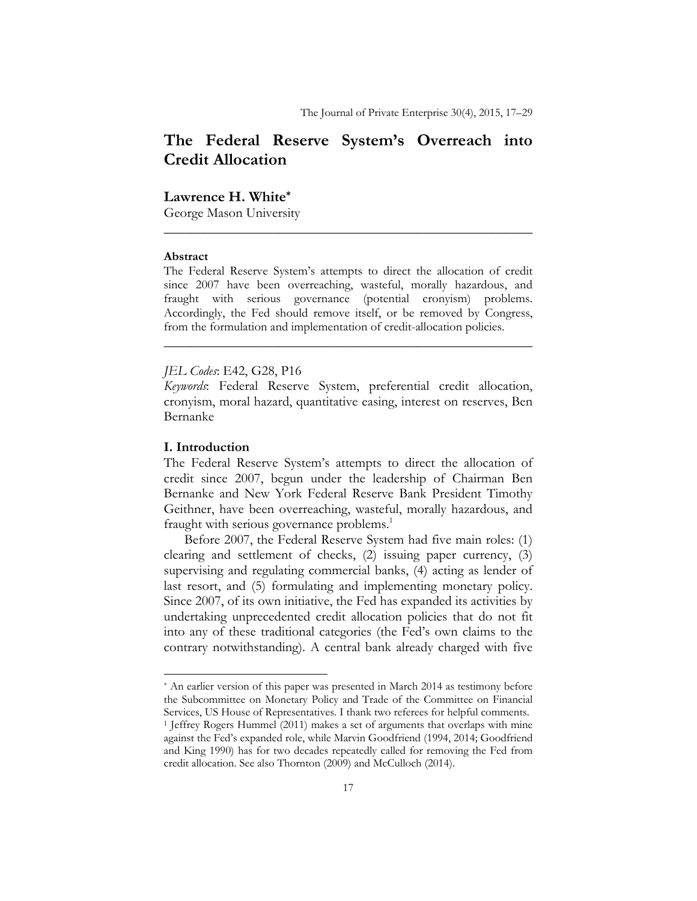# The Federal Reserve System's Overreach into Credit Allocation

**Lawrence H. White***
George Mason University

---

**Abstract**

The Federal Reserve System's attempts to direct the allocation of credit since 2007 have been overreaching, wasteful, morally hazardous, and fraught with serious governance (potential cronyism) problems. Accordingly, the Fed should remove itself, or be removed by Congress, from the formulation and implementation of credit-allocation policies.

---

*JEL Codes*: E42, G28, P16

*Keywords*: Federal Reserve System, preferential credit allocation, cronyism, moral hazard, quantitative easing, interest on reserves, Ben Bernanke

## I. Introduction

The Federal Reserve System's attempts to direct the allocation of credit since 2007, begun under the leadership of Chairman Ben Bernanke and New York Federal Reserve Bank President Timothy Geithner, have been overreaching, wasteful, morally hazardous, and fraught with serious governance problems.[1]

Before 2007, the Federal Reserve System had five main roles: (1) clearing and settlement of checks, (2) issuing paper currency, (3) supervising and regulating commercial banks, (4) acting as lender of last resort, and (5) formulating and implementing monetary policy. Since 2007, of its own initiative, the Fed has expanded its activities by undertaking unprecedented credit allocation policies that do not fit into any of these traditional categories (the Fed's own claims to the contrary notwithstanding). A central bank already charged with five

---

\* An earlier version of this paper was presented in March 2014 as testimony before the Subcommittee on Monetary Policy and Trade of the Committee on Financial Services, US House of Representatives. I thank two referees for helpful comments.

[1] Jeffrey Rogers Hummel (2011) makes a set of arguments that overlaps with mine against the Fed's expanded role, while Marvin Goodfriend (1994, 2014; Goodfriend and King 1990) has for two decades repeatedly called for removing the Fed from credit allocation. See also Thornton (2009) and McCulloch (2014).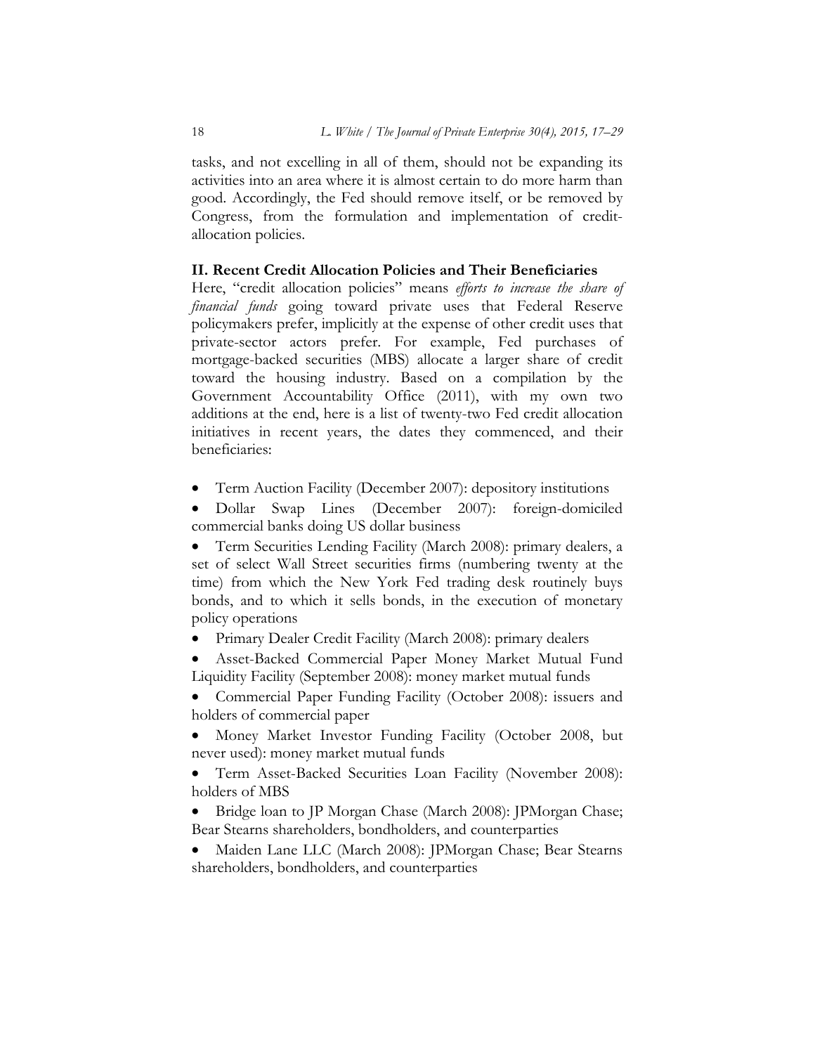tasks, and not excelling in all of them, should not be expanding its activities into an area where it is almost certain to do more harm than good. Accordingly, the Fed should remove itself, or be removed by Congress, from the formulation and implementation of credit-allocation policies.

## II. Recent Credit Allocation Policies and Their Beneficiaries

Here, "credit allocation policies" means *efforts to increase the share of financial funds* going toward private uses that Federal Reserve policymakers prefer, implicitly at the expense of other credit uses that private-sector actors prefer. For example, Fed purchases of mortgage-backed securities (MBS) allocate a larger share of credit toward the housing industry. Based on a compilation by the Government Accountability Office (2011), with my own two additions at the end, here is a list of twenty-two Fed credit allocation initiatives in recent years, the dates they commenced, and their beneficiaries:

- Term Auction Facility (December 2007): depository institutions
- Dollar Swap Lines (December 2007): foreign-domiciled commercial banks doing US dollar business
- Term Securities Lending Facility (March 2008): primary dealers, a set of select Wall Street securities firms (numbering twenty at the time) from which the New York Fed trading desk routinely buys bonds, and to which it sells bonds, in the execution of monetary policy operations
- Primary Dealer Credit Facility (March 2008): primary dealers
- Asset-Backed Commercial Paper Money Market Mutual Fund Liquidity Facility (September 2008): money market mutual funds
- Commercial Paper Funding Facility (October 2008): issuers and holders of commercial paper
- Money Market Investor Funding Facility (October 2008, but never used): money market mutual funds
- Term Asset-Backed Securities Loan Facility (November 2008): holders of MBS
- Bridge loan to JP Morgan Chase (March 2008): JPMorgan Chase; Bear Stearns shareholders, bondholders, and counterparties
- Maiden Lane LLC (March 2008): JPMorgan Chase; Bear Stearns shareholders, bondholders, and counterparties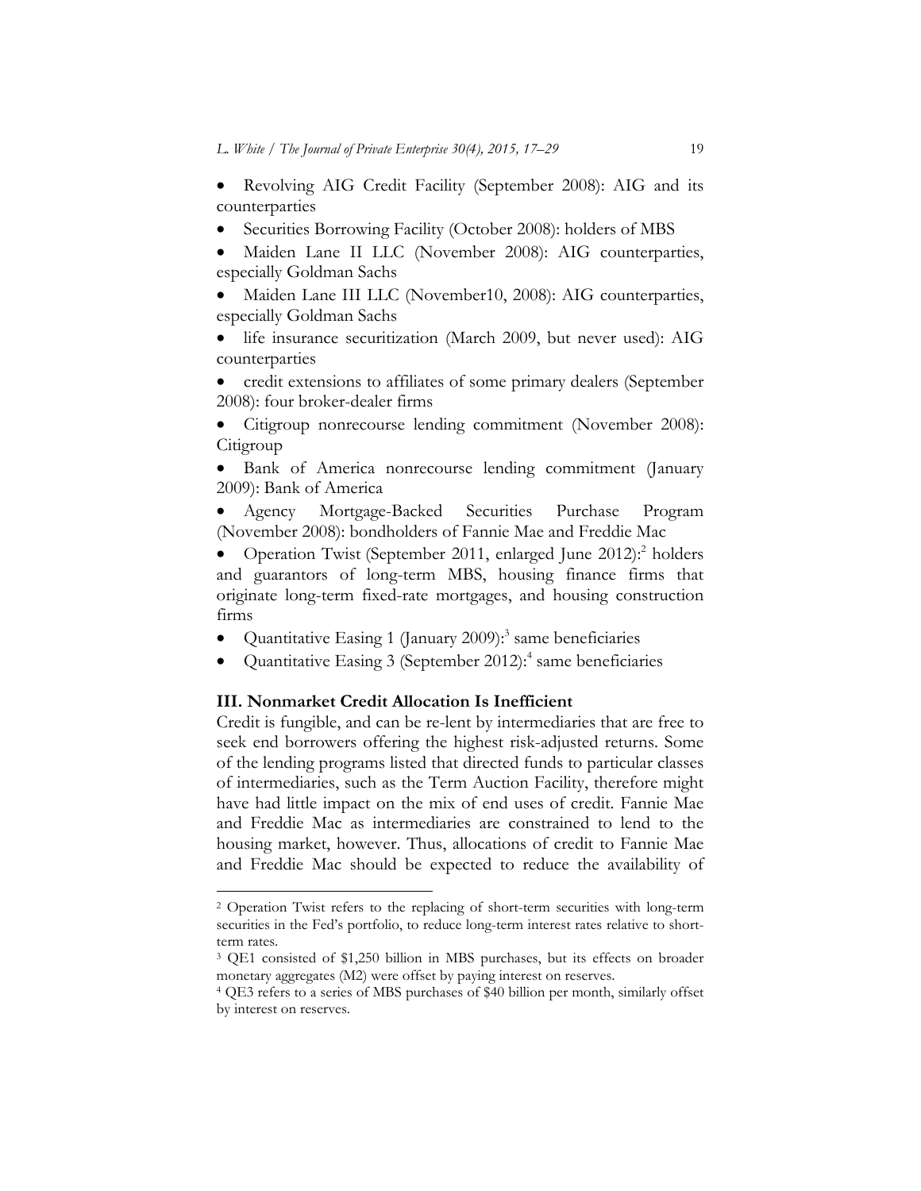- Revolving AIG Credit Facility (September 2008): AIG and its counterparties
- Securities Borrowing Facility (October 2008): holders of MBS
- Maiden Lane II LLC (November 2008): AIG counterparties, especially Goldman Sachs
- Maiden Lane III LLC (November10, 2008): AIG counterparties, especially Goldman Sachs
- life insurance securitization (March 2009, but never used): AIG counterparties
- credit extensions to affiliates of some primary dealers (September 2008): four broker-dealer firms
- Citigroup nonrecourse lending commitment (November 2008): Citigroup
- Bank of America nonrecourse lending commitment (January 2009): Bank of America
- Agency Mortgage-Backed Securities Purchase Program (November 2008): bondholders of Fannie Mae and Freddie Mac
- Operation Twist (September 2011, enlarged June 2012):[2] holders and guarantors of long-term MBS, housing finance firms that originate long-term fixed-rate mortgages, and housing construction firms
- Quantitative Easing 1 (January 2009):[3] same beneficiaries
- Quantitative Easing 3 (September 2012):[4] same beneficiaries

## III. Nonmarket Credit Allocation Is Inefficient

Credit is fungible, and can be re-lent by intermediaries that are free to seek end borrowers offering the highest risk-adjusted returns. Some of the lending programs listed that directed funds to particular classes of intermediaries, such as the Term Auction Facility, therefore might have had little impact on the mix of end uses of credit. Fannie Mae and Freddie Mac as intermediaries are constrained to lend to the housing market, however. Thus, allocations of credit to Fannie Mae and Freddie Mac should be expected to reduce the availability of

---

[2] Operation Twist refers to the replacing of short-term securities with long-term securities in the Fed's portfolio, to reduce long-term interest rates relative to short-term rates.

[3] QE1 consisted of $1,250 billion in MBS purchases, but its effects on broader monetary aggregates (M2) were offset by paying interest on reserves.

[4] QE3 refers to a series of MBS purchases of $40 billion per month, similarly offset by interest on reserves.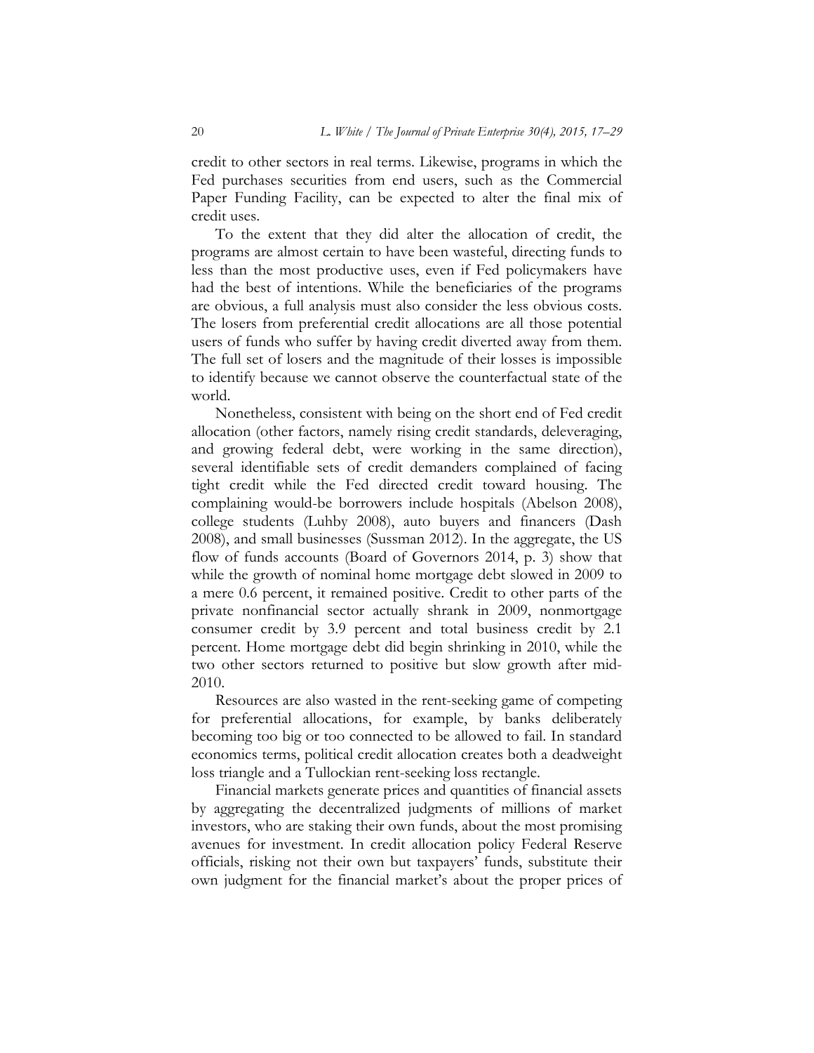credit to other sectors in real terms. Likewise, programs in which the Fed purchases securities from end users, such as the Commercial Paper Funding Facility, can be expected to alter the final mix of credit uses.

To the extent that they did alter the allocation of credit, the programs are almost certain to have been wasteful, directing funds to less than the most productive uses, even if Fed policymakers have had the best of intentions. While the beneficiaries of the programs are obvious, a full analysis must also consider the less obvious costs. The losers from preferential credit allocations are all those potential users of funds who suffer by having credit diverted away from them. The full set of losers and the magnitude of their losses is impossible to identify because we cannot observe the counterfactual state of the world.

Nonetheless, consistent with being on the short end of Fed credit allocation (other factors, namely rising credit standards, deleveraging, and growing federal debt, were working in the same direction), several identifiable sets of credit demanders complained of facing tight credit while the Fed directed credit toward housing. The complaining would-be borrowers include hospitals (Abelson 2008), college students (Luhby 2008), auto buyers and financers (Dash 2008), and small businesses (Sussman 2012). In the aggregate, the US flow of funds accounts (Board of Governors 2014, p. 3) show that while the growth of nominal home mortgage debt slowed in 2009 to a mere 0.6 percent, it remained positive. Credit to other parts of the private nonfinancial sector actually shrank in 2009, nonmortgage consumer credit by 3.9 percent and total business credit by 2.1 percent. Home mortgage debt did begin shrinking in 2010, while the two other sectors returned to positive but slow growth after mid-2010.

Resources are also wasted in the rent-seeking game of competing for preferential allocations, for example, by banks deliberately becoming too big or too connected to be allowed to fail. In standard economics terms, political credit allocation creates both a deadweight loss triangle and a Tullockian rent-seeking loss rectangle.

Financial markets generate prices and quantities of financial assets by aggregating the decentralized judgments of millions of market investors, who are staking their own funds, about the most promising avenues for investment. In credit allocation policy Federal Reserve officials, risking not their own but taxpayers' funds, substitute their own judgment for the financial market's about the proper prices of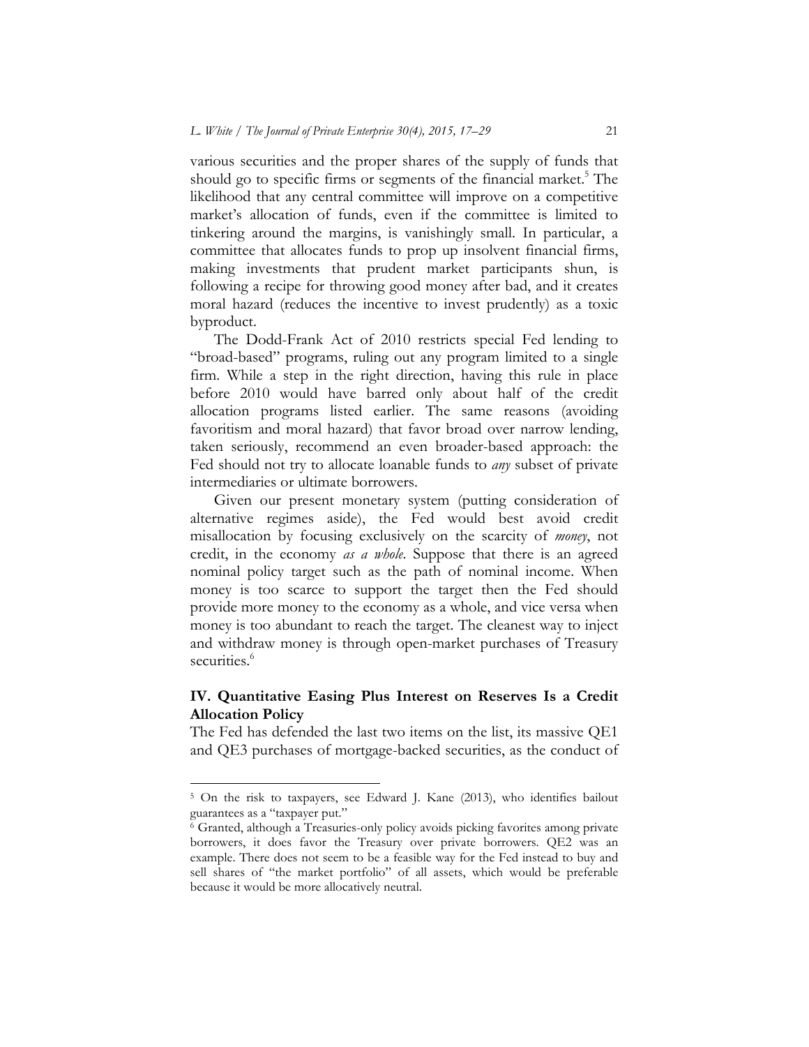various securities and the proper shares of the supply of funds that should go to specific firms or segments of the financial market.[5] The likelihood that any central committee will improve on a competitive market's allocation of funds, even if the committee is limited to tinkering around the margins, is vanishingly small. In particular, a committee that allocates funds to prop up insolvent financial firms, making investments that prudent market participants shun, is following a recipe for throwing good money after bad, and it creates moral hazard (reduces the incentive to invest prudently) as a toxic byproduct.

The Dodd-Frank Act of 2010 restricts special Fed lending to "broad-based" programs, ruling out any program limited to a single firm. While a step in the right direction, having this rule in place before 2010 would have barred only about half of the credit allocation programs listed earlier. The same reasons (avoiding favoritism and moral hazard) that favor broad over narrow lending, taken seriously, recommend an even broader-based approach: the Fed should not try to allocate loanable funds to *any* subset of private intermediaries or ultimate borrowers.

Given our present monetary system (putting consideration of alternative regimes aside), the Fed would best avoid credit misallocation by focusing exclusively on the scarcity of *money*, not credit, in the economy *as a whole*. Suppose that there is an agreed nominal policy target such as the path of nominal income. When money is too scarce to support the target then the Fed should provide more money to the economy as a whole, and vice versa when money is too abundant to reach the target. The cleanest way to inject and withdraw money is through open-market purchases of Treasury securities.[6]

## IV. Quantitative Easing Plus Interest on Reserves Is a Credit Allocation Policy

The Fed has defended the last two items on the list, its massive QE1 and QE3 purchases of mortgage-backed securities, as the conduct of

---

[5] On the risk to taxpayers, see Edward J. Kane (2013), who identifies bailout guarantees as a "taxpayer put."

[6] Granted, although a Treasuries-only policy avoids picking favorites among private borrowers, it does favor the Treasury over private borrowers. QE2 was an example. There does not seem to be a feasible way for the Fed instead to buy and sell shares of "the market portfolio" of all assets, which would be preferable because it would be more allocatively neutral.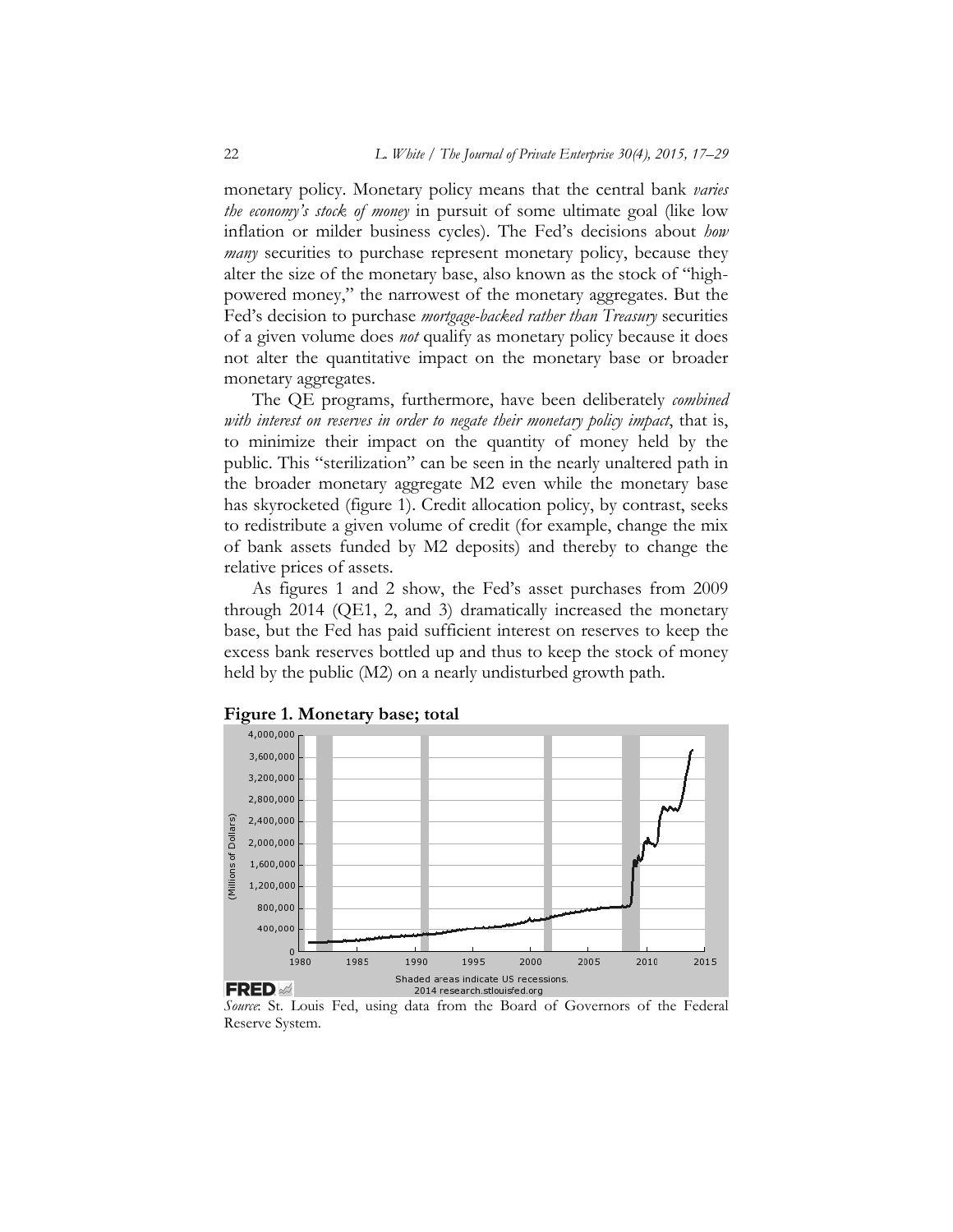monetary policy. Monetary policy means that the central bank *varies the economy's stock of money* in pursuit of some ultimate goal (like low inflation or milder business cycles). The Fed's decisions about *how many* securities to purchase represent monetary policy, because they alter the size of the monetary base, also known as the stock of "high-powered money," the narrowest of the monetary aggregates. But the Fed's decision to purchase *mortgage-backed rather than Treasury* securities of a given volume does *not* qualify as monetary policy because it does not alter the quantitative impact on the monetary base or broader monetary aggregates.

The QE programs, furthermore, have been deliberately *combined with interest on reserves in order to negate their monetary policy impact*, that is, to minimize their impact on the quantity of money held by the public. This "sterilization" can be seen in the nearly unaltered path in the broader monetary aggregate M2 even while the monetary base has skyrocketed (figure 1). Credit allocation policy, by contrast, seeks to redistribute a given volume of credit (for example, change the mix of bank assets funded by M2 deposits) and thereby to change the relative prices of assets.

As figures 1 and 2 show, the Fed's asset purchases from 2009 through 2014 (QE1, 2, and 3) dramatically increased the monetary base, but the Fed has paid sufficient interest on reserves to keep the excess bank reserves bottled up and thus to keep the stock of money held by the public (M2) on a nearly undisturbed growth path.

**Figure 1. Monetary base; total**

*Source*: St. Louis Fed, using data from the Board of Governors of the Federal Reserve System.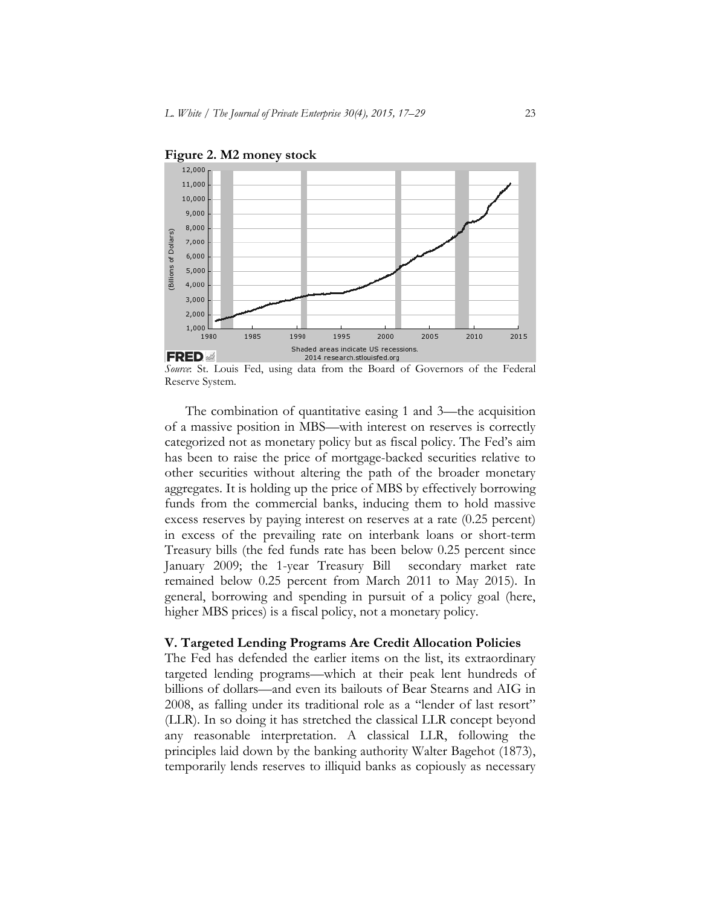**Figure 2. M2 money stock**

*Source*: St. Louis Fed, using data from the Board of Governors of the Federal Reserve System.

The combination of quantitative easing 1 and 3—the acquisition of a massive position in MBS—with interest on reserves is correctly categorized not as monetary policy but as fiscal policy. The Fed's aim has been to raise the price of mortgage-backed securities relative to other securities without altering the path of the broader monetary aggregates. It is holding up the price of MBS by effectively borrowing funds from the commercial banks, inducing them to hold massive excess reserves by paying interest on reserves at a rate (0.25 percent) in excess of the prevailing rate on interbank loans or short-term Treasury bills (the fed funds rate has been below 0.25 percent since January 2009; the 1-year Treasury Bill secondary market rate remained below 0.25 percent from March 2011 to May 2015). In general, borrowing and spending in pursuit of a policy goal (here, higher MBS prices) is a fiscal policy, not a monetary policy.

## V. Targeted Lending Programs Are Credit Allocation Policies

The Fed has defended the earlier items on the list, its extraordinary targeted lending programs—which at their peak lent hundreds of billions of dollars—and even its bailouts of Bear Stearns and AIG in 2008, as falling under its traditional role as a "lender of last resort" (LLR). In so doing it has stretched the classical LLR concept beyond any reasonable interpretation. A classical LLR, following the principles laid down by the banking authority Walter Bagehot (1873), temporarily lends reserves to illiquid banks as copiously as necessary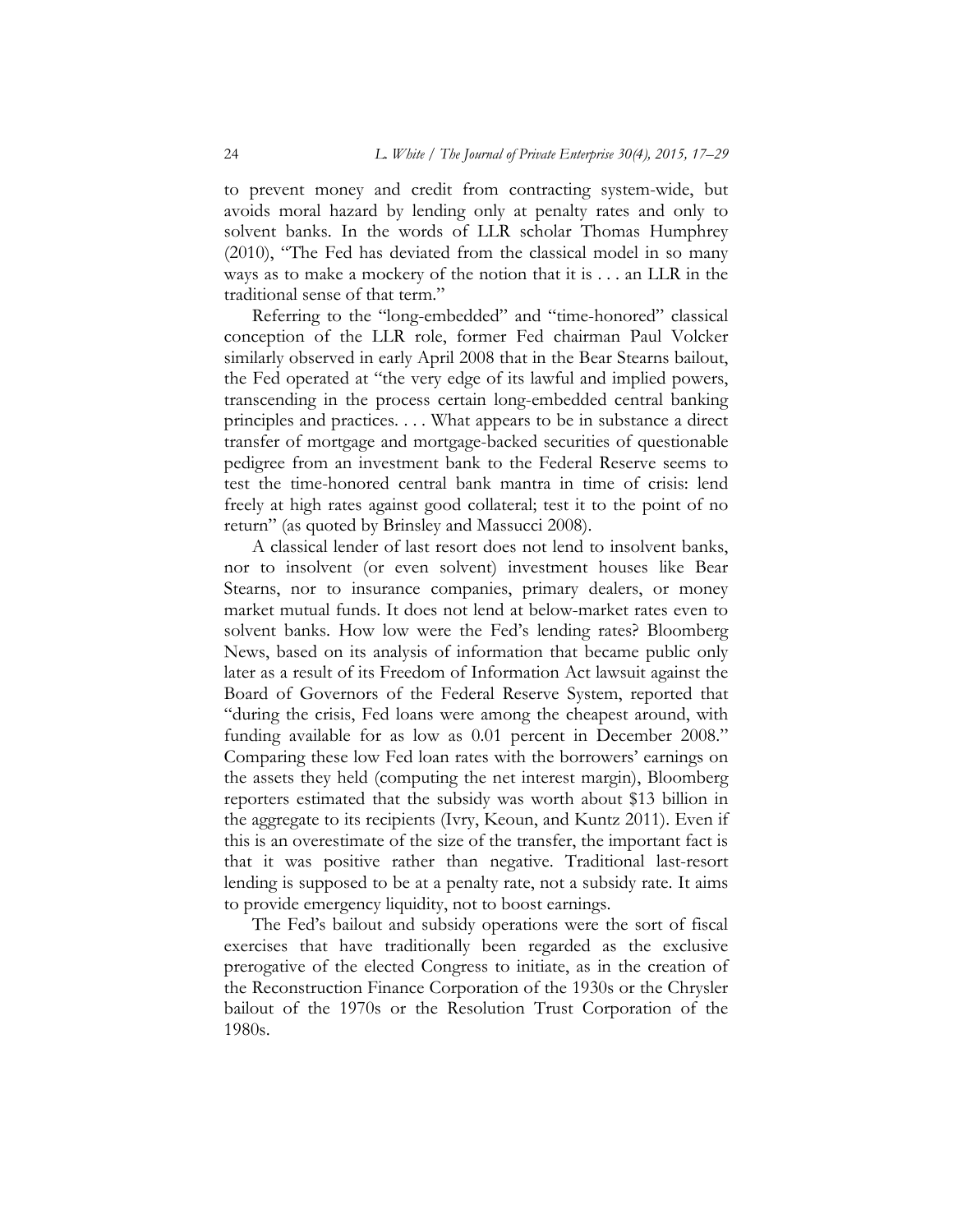to prevent money and credit from contracting system-wide, but avoids moral hazard by lending only at penalty rates and only to solvent banks. In the words of LLR scholar Thomas Humphrey (2010), "The Fed has deviated from the classical model in so many ways as to make a mockery of the notion that it is . . . an LLR in the traditional sense of that term."

Referring to the "long-embedded" and "time-honored" classical conception of the LLR role, former Fed chairman Paul Volcker similarly observed in early April 2008 that in the Bear Stearns bailout, the Fed operated at "the very edge of its lawful and implied powers, transcending in the process certain long-embedded central banking principles and practices. . . . What appears to be in substance a direct transfer of mortgage and mortgage-backed securities of questionable pedigree from an investment bank to the Federal Reserve seems to test the time-honored central bank mantra in time of crisis: lend freely at high rates against good collateral; test it to the point of no return" (as quoted by Brinsley and Massucci 2008).

A classical lender of last resort does not lend to insolvent banks, nor to insolvent (or even solvent) investment houses like Bear Stearns, nor to insurance companies, primary dealers, or money market mutual funds. It does not lend at below-market rates even to solvent banks. How low were the Fed's lending rates? Bloomberg News, based on its analysis of information that became public only later as a result of its Freedom of Information Act lawsuit against the Board of Governors of the Federal Reserve System, reported that "during the crisis, Fed loans were among the cheapest around, with funding available for as low as 0.01 percent in December 2008." Comparing these low Fed loan rates with the borrowers' earnings on the assets they held (computing the net interest margin), Bloomberg reporters estimated that the subsidy was worth about $13 billion in the aggregate to its recipients (Ivry, Keoun, and Kuntz 2011). Even if this is an overestimate of the size of the transfer, the important fact is that it was positive rather than negative. Traditional last-resort lending is supposed to be at a penalty rate, not a subsidy rate. It aims to provide emergency liquidity, not to boost earnings.

The Fed's bailout and subsidy operations were the sort of fiscal exercises that have traditionally been regarded as the exclusive prerogative of the elected Congress to initiate, as in the creation of the Reconstruction Finance Corporation of the 1930s or the Chrysler bailout of the 1970s or the Resolution Trust Corporation of the 1980s.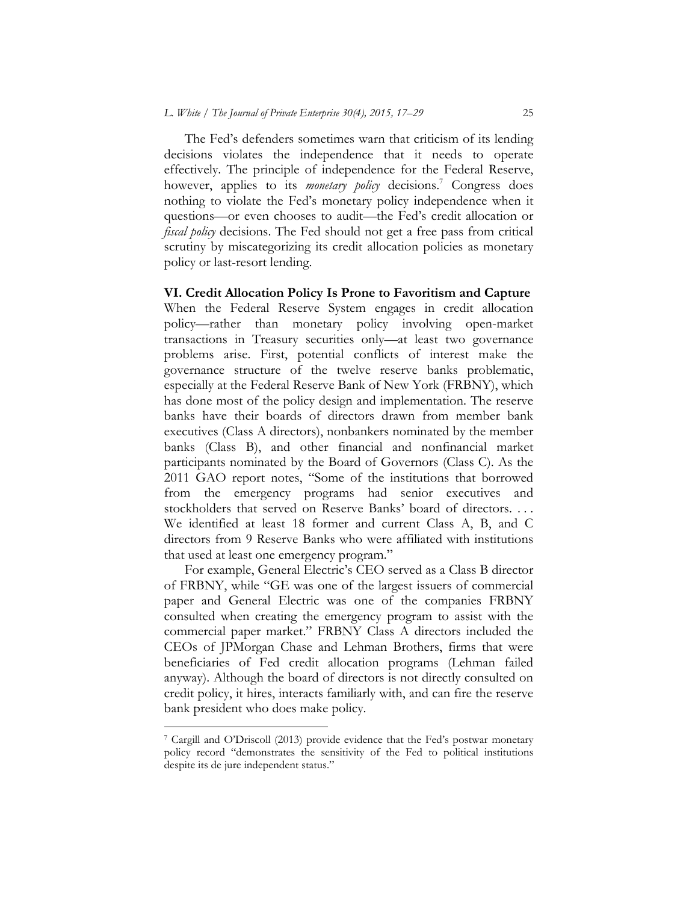The Fed's defenders sometimes warn that criticism of its lending decisions violates the independence that it needs to operate effectively. The principle of independence for the Federal Reserve, however, applies to its *monetary policy* decisions.[7] Congress does nothing to violate the Fed's monetary policy independence when it questions—or even chooses to audit—the Fed's credit allocation or *fiscal policy* decisions. The Fed should not get a free pass from critical scrutiny by miscategorizing its credit allocation policies as monetary policy or last-resort lending.

## VI. Credit Allocation Policy Is Prone to Favoritism and Capture

When the Federal Reserve System engages in credit allocation policy—rather than monetary policy involving open-market transactions in Treasury securities only—at least two governance problems arise. First, potential conflicts of interest make the governance structure of the twelve reserve banks problematic, especially at the Federal Reserve Bank of New York (FRBNY), which has done most of the policy design and implementation. The reserve banks have their boards of directors drawn from member bank executives (Class A directors), nonbankers nominated by the member banks (Class B), and other financial and nonfinancial market participants nominated by the Board of Governors (Class C). As the 2011 GAO report notes, "Some of the institutions that borrowed from the emergency programs had senior executives and stockholders that served on Reserve Banks' board of directors. . . . We identified at least 18 former and current Class A, B, and C directors from 9 Reserve Banks who were affiliated with institutions that used at least one emergency program."

For example, General Electric's CEO served as a Class B director of FRBNY, while "GE was one of the largest issuers of commercial paper and General Electric was one of the companies FRBNY consulted when creating the emergency program to assist with the commercial paper market." FRBNY Class A directors included the CEOs of JPMorgan Chase and Lehman Brothers, firms that were beneficiaries of Fed credit allocation programs (Lehman failed anyway). Although the board of directors is not directly consulted on credit policy, it hires, interacts familiarly with, and can fire the reserve bank president who does make policy.

---

[7] Cargill and O'Driscoll (2013) provide evidence that the Fed's postwar monetary policy record "demonstrates the sensitivity of the Fed to political institutions despite its de jure independent status."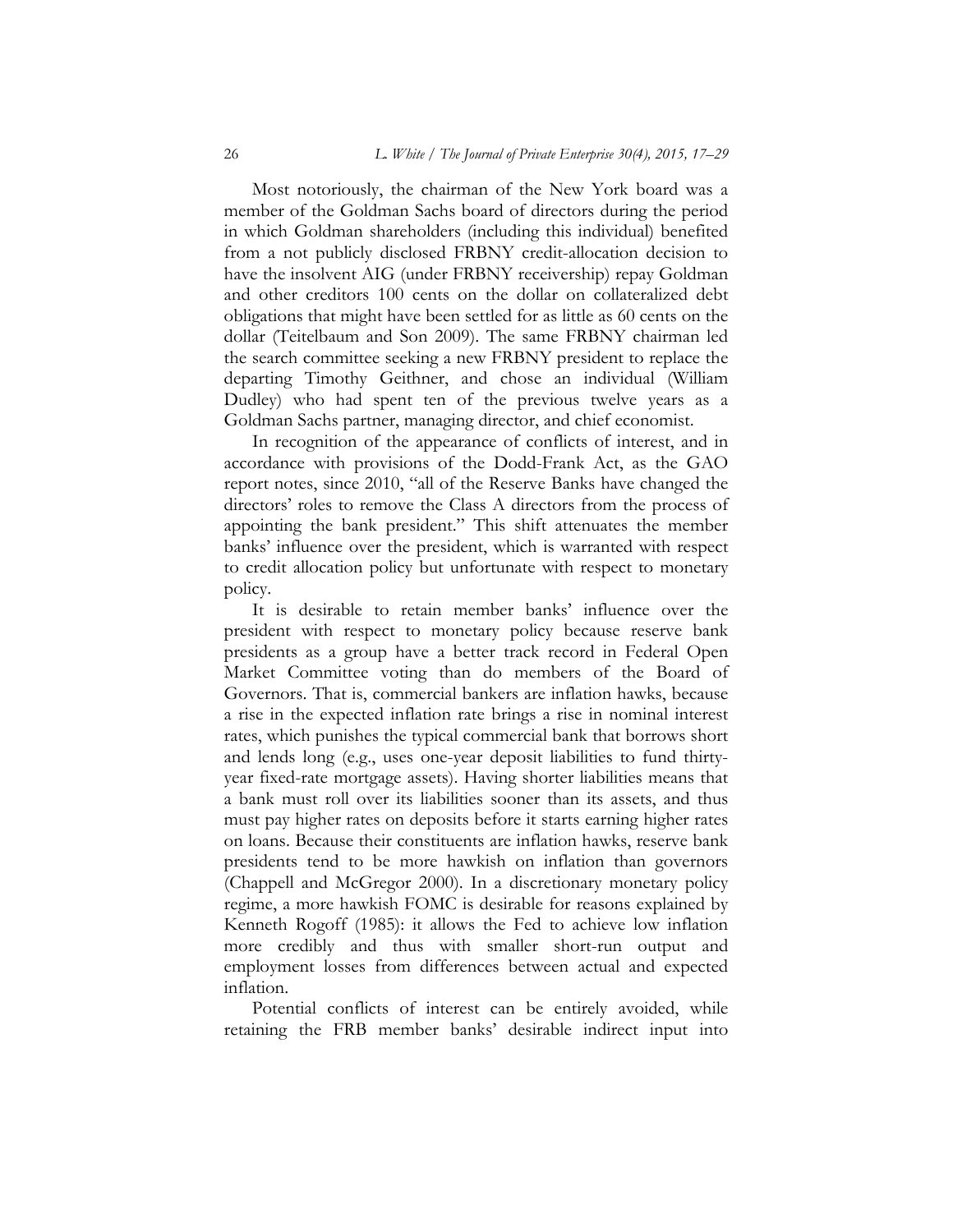Most notoriously, the chairman of the New York board was a member of the Goldman Sachs board of directors during the period in which Goldman shareholders (including this individual) benefited from a not publicly disclosed FRBNY credit-allocation decision to have the insolvent AIG (under FRBNY receivership) repay Goldman and other creditors 100 cents on the dollar on collateralized debt obligations that might have been settled for as little as 60 cents on the dollar (Teitelbaum and Son 2009). The same FRBNY chairman led the search committee seeking a new FRBNY president to replace the departing Timothy Geithner, and chose an individual (William Dudley) who had spent ten of the previous twelve years as a Goldman Sachs partner, managing director, and chief economist.

In recognition of the appearance of conflicts of interest, and in accordance with provisions of the Dodd-Frank Act, as the GAO report notes, since 2010, "all of the Reserve Banks have changed the directors' roles to remove the Class A directors from the process of appointing the bank president." This shift attenuates the member banks' influence over the president, which is warranted with respect to credit allocation policy but unfortunate with respect to monetary policy.

It is desirable to retain member banks' influence over the president with respect to monetary policy because reserve bank presidents as a group have a better track record in Federal Open Market Committee voting than do members of the Board of Governors. That is, commercial bankers are inflation hawks, because a rise in the expected inflation rate brings a rise in nominal interest rates, which punishes the typical commercial bank that borrows short and lends long (e.g., uses one-year deposit liabilities to fund thirty-year fixed-rate mortgage assets). Having shorter liabilities means that a bank must roll over its liabilities sooner than its assets, and thus must pay higher rates on deposits before it starts earning higher rates on loans. Because their constituents are inflation hawks, reserve bank presidents tend to be more hawkish on inflation than governors (Chappell and McGregor 2000). In a discretionary monetary policy regime, a more hawkish FOMC is desirable for reasons explained by Kenneth Rogoff (1985): it allows the Fed to achieve low inflation more credibly and thus with smaller short-run output and employment losses from differences between actual and expected inflation.

Potential conflicts of interest can be entirely avoided, while retaining the FRB member banks' desirable indirect input into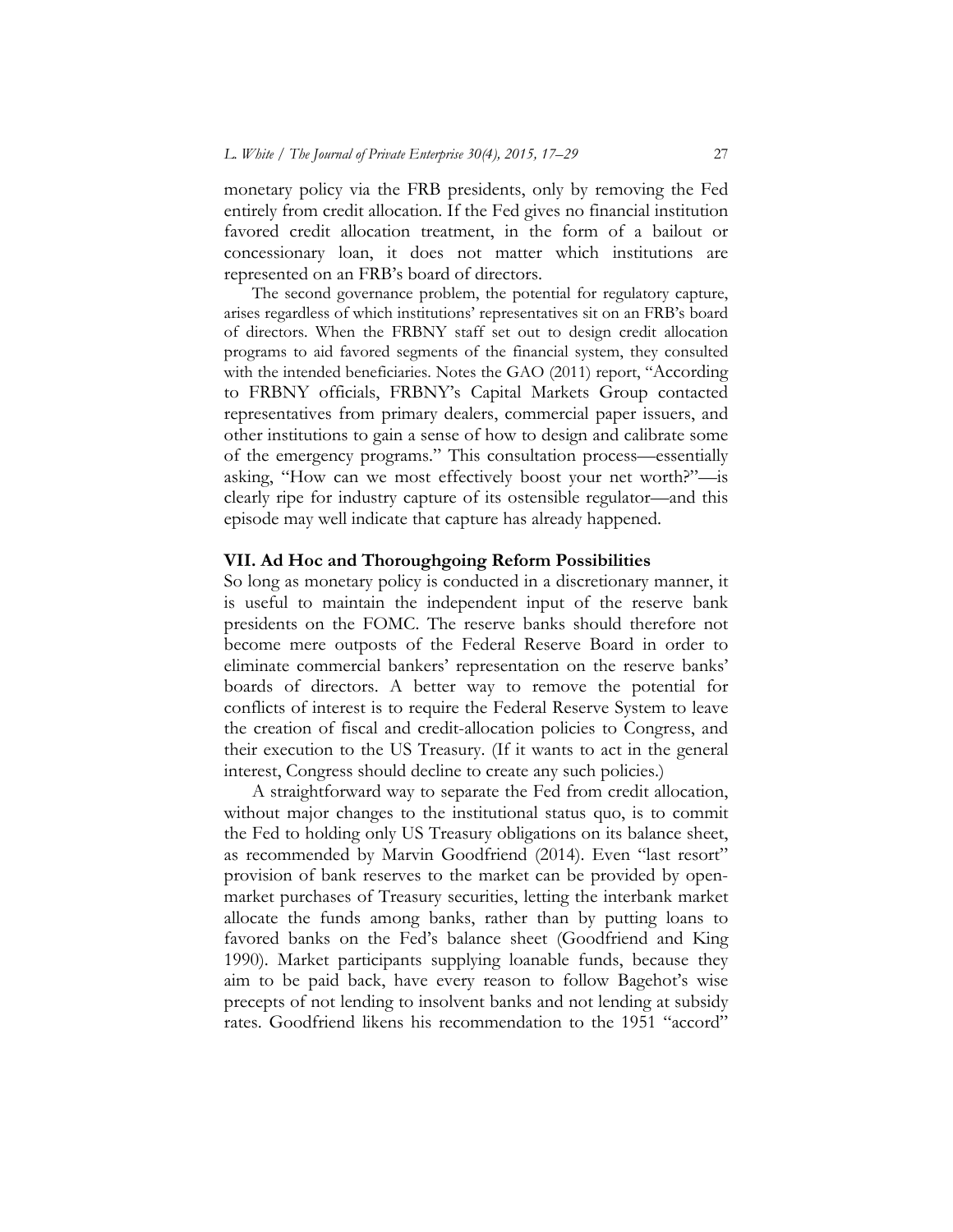monetary policy via the FRB presidents, only by removing the Fed entirely from credit allocation. If the Fed gives no financial institution favored credit allocation treatment, in the form of a bailout or concessionary loan, it does not matter which institutions are represented on an FRB's board of directors.

The second governance problem, the potential for regulatory capture, arises regardless of which institutions' representatives sit on an FRB's board of directors. When the FRBNY staff set out to design credit allocation programs to aid favored segments of the financial system, they consulted with the intended beneficiaries. Notes the GAO (2011) report, "According to FRBNY officials, FRBNY's Capital Markets Group contacted representatives from primary dealers, commercial paper issuers, and other institutions to gain a sense of how to design and calibrate some of the emergency programs." This consultation process—essentially asking, "How can we most effectively boost your net worth?"—is clearly ripe for industry capture of its ostensible regulator—and this episode may well indicate that capture has already happened.

## VII. Ad Hoc and Thoroughgoing Reform Possibilities

So long as monetary policy is conducted in a discretionary manner, it is useful to maintain the independent input of the reserve bank presidents on the FOMC. The reserve banks should therefore not become mere outposts of the Federal Reserve Board in order to eliminate commercial bankers' representation on the reserve banks' boards of directors. A better way to remove the potential for conflicts of interest is to require the Federal Reserve System to leave the creation of fiscal and credit-allocation policies to Congress, and their execution to the US Treasury. (If it wants to act in the general interest, Congress should decline to create any such policies.)

A straightforward way to separate the Fed from credit allocation, without major changes to the institutional status quo, is to commit the Fed to holding only US Treasury obligations on its balance sheet, as recommended by Marvin Goodfriend (2014). Even "last resort" provision of bank reserves to the market can be provided by open-market purchases of Treasury securities, letting the interbank market allocate the funds among banks, rather than by putting loans to favored banks on the Fed's balance sheet (Goodfriend and King 1990). Market participants supplying loanable funds, because they aim to be paid back, have every reason to follow Bagehot's wise precepts of not lending to insolvent banks and not lending at subsidy rates. Goodfriend likens his recommendation to the 1951 "accord"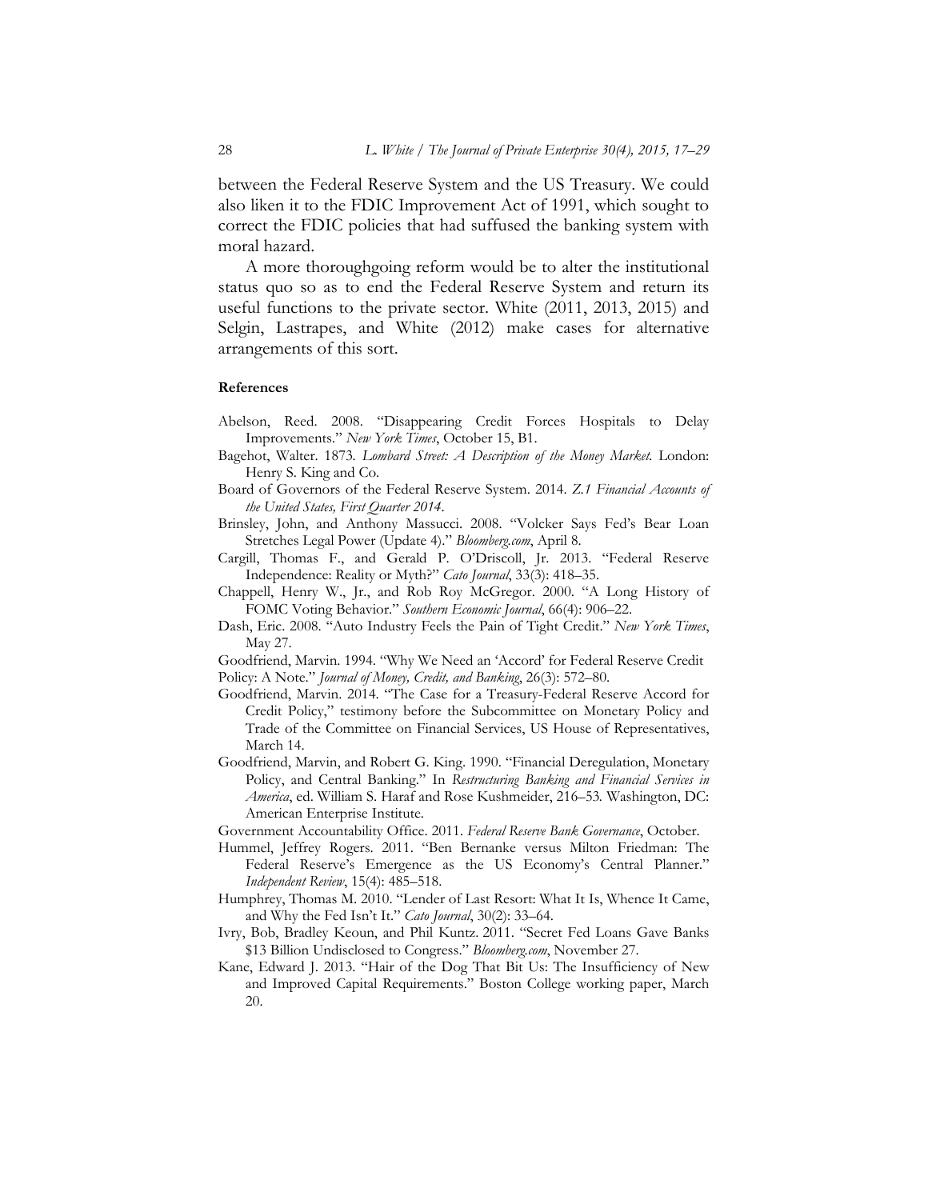between the Federal Reserve System and the US Treasury. We could also liken it to the FDIC Improvement Act of 1991, which sought to correct the FDIC policies that had suffused the banking system with moral hazard.

A more thoroughgoing reform would be to alter the institutional status quo so as to end the Federal Reserve System and return its useful functions to the private sector. White (2011, 2013, 2015) and Selgin, Lastrapes, and White (2012) make cases for alternative arrangements of this sort.

**References**

Abelson, Reed. 2008. "Disappearing Credit Forces Hospitals to Delay Improvements." *New York Times*, October 15, B1.

Bagehot, Walter. 1873. *Lombard Street: A Description of the Money Market.* London: Henry S. King and Co.

Board of Governors of the Federal Reserve System. 2014. *Z.1 Financial Accounts of the United States, First Quarter 2014*.

Brinsley, John, and Anthony Massucci. 2008. "Volcker Says Fed's Bear Loan Stretches Legal Power (Update 4)." *Bloomberg.com*, April 8.

Cargill, Thomas F., and Gerald P. O'Driscoll, Jr. 2013. "Federal Reserve Independence: Reality or Myth?" *Cato Journal*, 33(3): 418–35.

Chappell, Henry W., Jr., and Rob Roy McGregor. 2000. "A Long History of FOMC Voting Behavior." *Southern Economic Journal*, 66(4): 906–22.

Dash, Eric. 2008. "Auto Industry Feels the Pain of Tight Credit." *New York Times*, May 27.

Goodfriend, Marvin. 1994. "Why We Need an 'Accord' for Federal Reserve Credit Policy: A Note." *Journal of Money, Credit, and Banking*, 26(3): 572–80.

Goodfriend, Marvin. 2014. "The Case for a Treasury-Federal Reserve Accord for Credit Policy," testimony before the Subcommittee on Monetary Policy and Trade of the Committee on Financial Services, US House of Representatives, March 14.

Goodfriend, Marvin, and Robert G. King. 1990. "Financial Deregulation, Monetary Policy, and Central Banking." In *Restructuring Banking and Financial Services in America*, ed. William S. Haraf and Rose Kushmeider, 216–53. Washington, DC: American Enterprise Institute.

Government Accountability Office. 2011. *Federal Reserve Bank Governance*, October.

Hummel, Jeffrey Rogers. 2011. "Ben Bernanke versus Milton Friedman: The Federal Reserve's Emergence as the US Economy's Central Planner." *Independent Review*, 15(4): 485–518.

Humphrey, Thomas M. 2010. "Lender of Last Resort: What It Is, Whence It Came, and Why the Fed Isn't It." *Cato Journal*, 30(2): 33–64.

Ivry, Bob, Bradley Keoun, and Phil Kuntz. 2011. "Secret Fed Loans Gave Banks $13 Billion Undisclosed to Congress." *Bloomberg.com*, November 27.

Kane, Edward J. 2013. "Hair of the Dog That Bit Us: The Insufficiency of New and Improved Capital Requirements." Boston College working paper, March 20.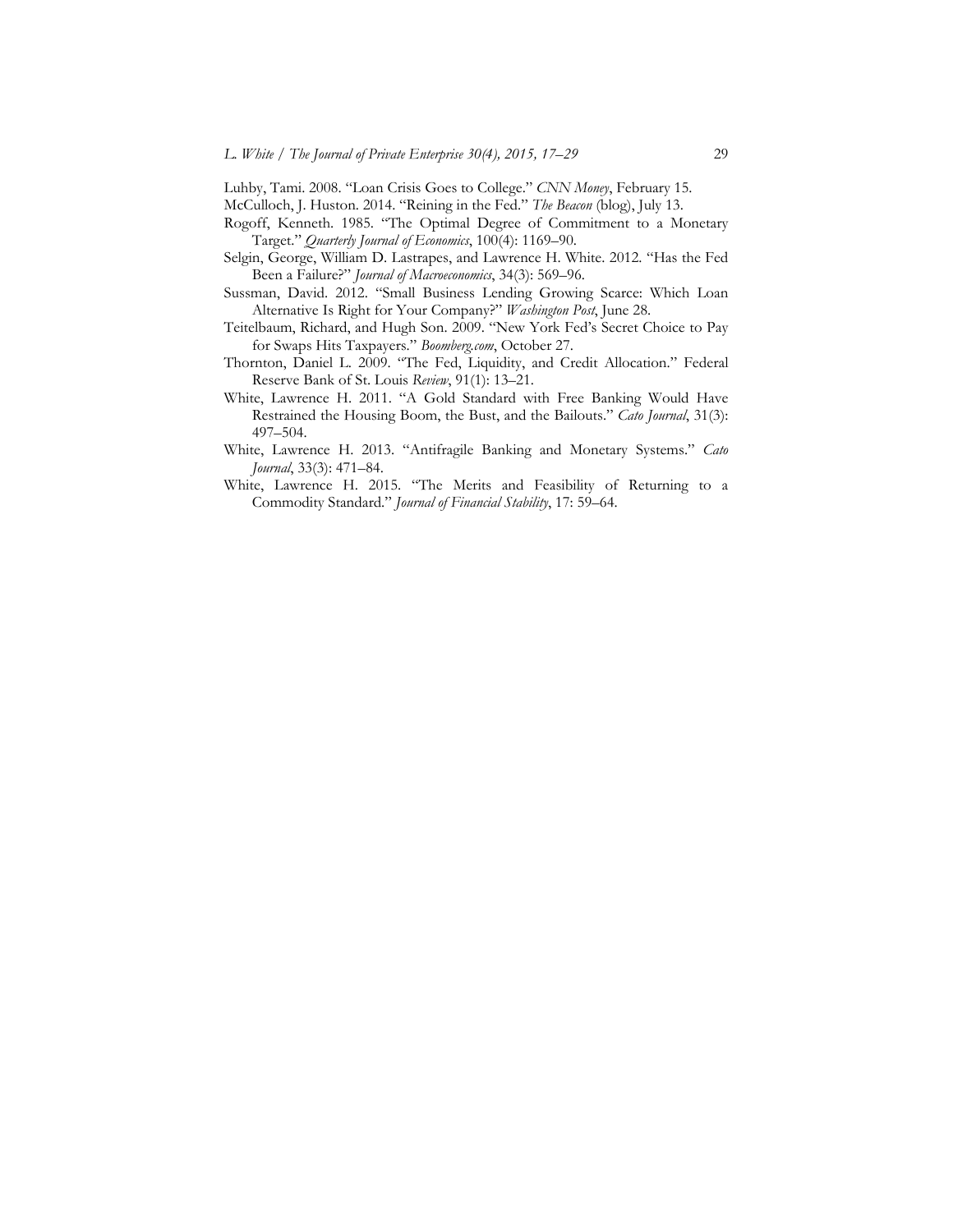Luhby, Tami. 2008. "Loan Crisis Goes to College." *CNN Money*, February 15.

McCulloch, J. Huston. 2014. "Reining in the Fed." *The Beacon* (blog), July 13.

Rogoff, Kenneth. 1985. "The Optimal Degree of Commitment to a Monetary Target." *Quarterly Journal of Economics*, 100(4): 1169–90.

Selgin, George, William D. Lastrapes, and Lawrence H. White. 2012. "Has the Fed Been a Failure?" *Journal of Macroeconomics*, 34(3): 569–96.

Sussman, David. 2012. "Small Business Lending Growing Scarce: Which Loan Alternative Is Right for Your Company?" *Washington Post*, June 28.

Teitelbaum, Richard, and Hugh Son. 2009. "New York Fed's Secret Choice to Pay for Swaps Hits Taxpayers." *Boomberg.com*, October 27.

Thornton, Daniel L. 2009. "The Fed, Liquidity, and Credit Allocation." Federal Reserve Bank of St. Louis *Review*, 91(1): 13–21.

White, Lawrence H. 2011. "A Gold Standard with Free Banking Would Have Restrained the Housing Boom, the Bust, and the Bailouts." *Cato Journal*, 31(3): 497–504.

White, Lawrence H. 2013. "Antifragile Banking and Monetary Systems." *Cato Journal*, 33(3): 471–84.

White, Lawrence H. 2015. "The Merits and Feasibility of Returning to a Commodity Standard." *Journal of Financial Stability*, 17: 59–64.